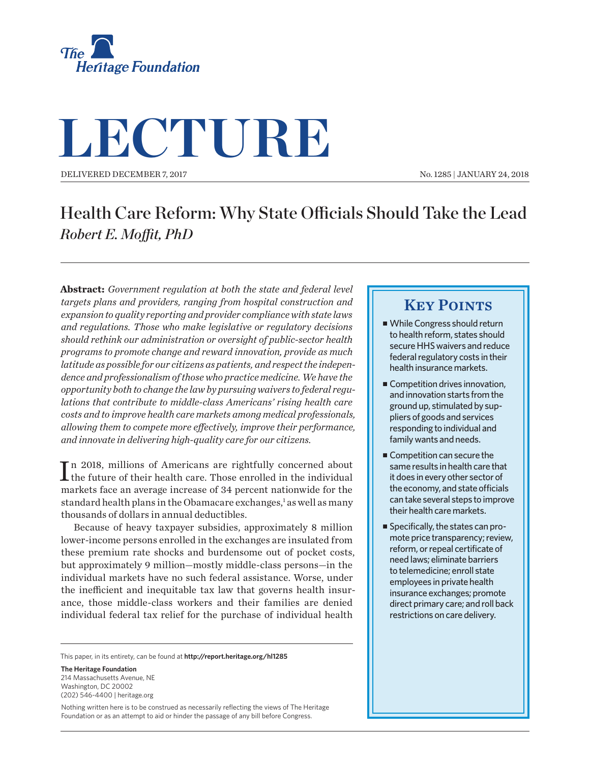The Heritage Foundation

# LECTURE

DELIVERED DECEMBER 7, 2017

No. 1285 | JANUARY 24, 2018

## Health Care Reform: Why State Officials Should Take the Lead

*Robert E. Moffit, PhD*

**Abstract:** *Government regulation at both the state and federal level targets plans and providers, ranging from hospital construction and expansion to quality reporting and provider compliance with state laws and regulations. Those who make legislative or regulatory decisions should rethink our administration or oversight of public-sector health programs to promote change and reward innovation, provide as much latitude as possible for our citizens as patients, and respect the independence and professionalism of those who practice medicine. We have the opportunity both to change the law by pursuing waivers to federal regulations that contribute to middle-class Americans' rising health care costs and to improve health care markets among medical professionals, allowing them to compete more effectively, improve their performance, and innovate in delivering high-quality care for our citizens.*

### Key Points

- While Congress should return to health reform, states should secure HHS waivers and reduce federal regulatory costs in their health insurance markets.
- Competition drives innovation, and innovation starts from the ground up, stimulated by suppliers of goods and services responding to individual and family wants and needs.
- Competition can secure the same results in health care that it does in every other sector of the economy, and state officials can take several steps to improve their health care markets.
- Specifically, the states can promote price transparency; review, reform, or repeal certificate of need laws; eliminate barriers to telemedicine; enroll state employees in private health insurance exchanges; promote direct primary care; and roll back restrictions on care delivery.

In 2018, millions of Americans are rightfully concerned about the future of their health care. Those enrolled in the individual markets face an average increase of 34 percent nationwide for the standard health plans in the Obamacare exchanges,[1] as well as many thousands of dollars in annual deductibles.

Because of heavy taxpayer subsidies, approximately 8 million lower-income persons enrolled in the exchanges are insulated from these premium rate shocks and burdensome out of pocket costs, but approximately 9 million—mostly middle-class persons—in the individual markets have no such federal assistance. Worse, under the inefficient and inequitable tax law that governs health insurance, those middle-class workers and their families are denied individual federal tax relief for the purchase of individual health

This paper, in its entirety, can be found at **http://report.heritage.org/hl1285**

**The Heritage Foundation**
214 Massachusetts Avenue, NE
Washington, DC 20002
(202) 546-4400 | heritage.org

Nothing written here is to be construed as necessarily reflecting the views of The Heritage Foundation or as an attempt to aid or hinder the passage of any bill before Congress.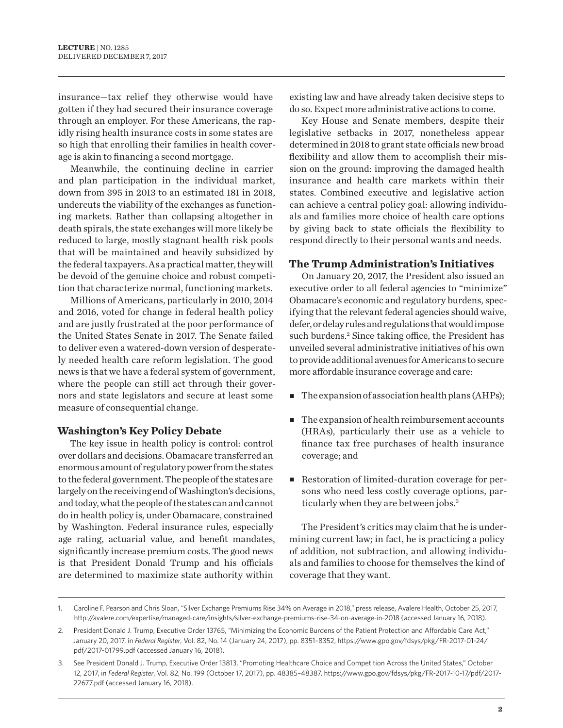insurance—tax relief they otherwise would have gotten if they had secured their insurance coverage through an employer. For these Americans, the rapidly rising health insurance costs in some states are so high that enrolling their families in health coverage is akin to financing a second mortgage.

Meanwhile, the continuing decline in carrier and plan participation in the individual market, down from 395 in 2013 to an estimated 181 in 2018, undercuts the viability of the exchanges as functioning markets. Rather than collapsing altogether in death spirals, the state exchanges will more likely be reduced to large, mostly stagnant health risk pools that will be maintained and heavily subsidized by the federal taxpayers. As a practical matter, they will be devoid of the genuine choice and robust competition that characterize normal, functioning markets.

Millions of Americans, particularly in 2010, 2014 and 2016, voted for change in federal health policy and are justly frustrated at the poor performance of the United States Senate in 2017. The Senate failed to deliver even a watered-down version of desperately needed health care reform legislation. The good news is that we have a federal system of government, where the people can still act through their governors and state legislators and secure at least some measure of consequential change.

## Washington's Key Policy Debate

The key issue in health policy is control: control over dollars and decisions. Obamacare transferred an enormous amount of regulatory power from the states to the federal government. The people of the states are largely on the receiving end of Washington's decisions, and today, what the people of the states can and cannot do in health policy is, under Obamacare, constrained by Washington. Federal insurance rules, especially age rating, actuarial value, and benefit mandates, significantly increase premium costs. The good news is that President Donald Trump and his officials are determined to maximize state authority within existing law and have already taken decisive steps to do so. Expect more administrative actions to come.

Key House and Senate members, despite their legislative setbacks in 2017, nonetheless appear determined in 2018 to grant state officials new broad flexibility and allow them to accomplish their mission on the ground: improving the damaged health insurance and health care markets within their states. Combined executive and legislative action can achieve a central policy goal: allowing individuals and families more choice of health care options by giving back to state officials the flexibility to respond directly to their personal wants and needs.

## The Trump Administration's Initiatives

On January 20, 2017, the President also issued an executive order to all federal agencies to "minimize" Obamacare's economic and regulatory burdens, specifying that the relevant federal agencies should waive, defer, or delay rules and regulations that would impose such burdens.[2] Since taking office, the President has unveiled several administrative initiatives of his own to provide additional avenues for Americans to secure more affordable insurance coverage and care:

- The expansion of association health plans (AHPs);
- The expansion of health reimbursement accounts (HRAs), particularly their use as a vehicle to finance tax free purchases of health insurance coverage; and
- Restoration of limited-duration coverage for persons who need less costly coverage options, particularly when they are between jobs.[3]

The President's critics may claim that he is undermining current law; in fact, he is practicing a policy of addition, not subtraction, and allowing individuals and families to choose for themselves the kind of coverage that they want.

---

1. Caroline F. Pearson and Chris Sloan, "Silver Exchange Premiums Rise 34% on Average in 2018," press release, Avalere Health, October 25, 2017, http://avalere.com/expertise/managed-care/insights/silver-exchange-premiums-rise-34-on-average-in-2018 (accessed January 16, 2018).
2. President Donald J. Trump, Executive Order 13765, "Minimizing the Economic Burdens of the Patient Protection and Affordable Care Act," January 20, 2017, in *Federal Register*, Vol. 82, No. 14 (January 24, 2017), pp. 8351–8352, https://www.gpo.gov/fdsys/pkg/FR-2017-01-24/pdf/2017-01799.pdf (accessed January 16, 2018).
3. See President Donald J. Trump, Executive Order 13813, "Promoting Healthcare Choice and Competition Across the United States," October 12, 2017, in *Federal Register*, Vol. 82, No. 199 (October 17, 2017), pp. 48385–48387, https://www.gpo.gov/fdsys/pkg/FR-2017-10-17/pdf/2017-22677.pdf (accessed January 16, 2018).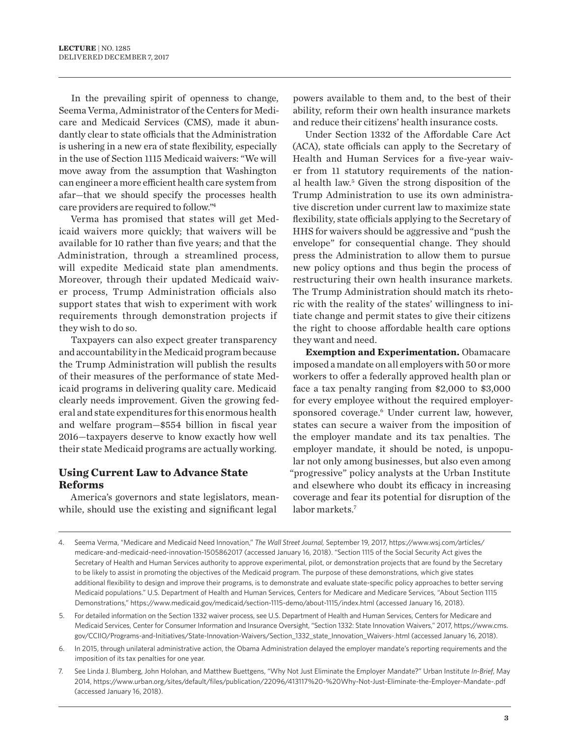In the prevailing spirit of openness to change, Seema Verma, Administrator of the Centers for Medicare and Medicaid Services (CMS), made it abundantly clear to state officials that the Administration is ushering in a new era of state flexibility, especially in the use of Section 1115 Medicaid waivers: "We will move away from the assumption that Washington can engineer a more efficient health care system from afar—that we should specify the processes health care providers are required to follow."[4]

Verma has promised that states will get Medicaid waivers more quickly; that waivers will be available for 10 rather than five years; and that the Administration, through a streamlined process, will expedite Medicaid state plan amendments. Moreover, through their updated Medicaid waiver process, Trump Administration officials also support states that wish to experiment with work requirements through demonstration projects if they wish to do so.

Taxpayers can also expect greater transparency and accountability in the Medicaid program because the Trump Administration will publish the results of their measures of the performance of state Medicaid programs in delivering quality care. Medicaid clearly needs improvement. Given the growing federal and state expenditures for this enormous health and welfare program—$554 billion in fiscal year 2016—taxpayers deserve to know exactly how well their state Medicaid programs are actually working.

## Using Current Law to Advance State Reforms

America's governors and state legislators, meanwhile, should use the existing and significant legal powers available to them and, to the best of their ability, reform their own health insurance markets and reduce their citizens' health insurance costs.

Under Section 1332 of the Affordable Care Act (ACA), state officials can apply to the Secretary of Health and Human Services for a five-year waiver from 11 statutory requirements of the national health law.[5] Given the strong disposition of the Trump Administration to use its own administrative discretion under current law to maximize state flexibility, state officials applying to the Secretary of HHS for waivers should be aggressive and "push the envelope" for consequential change. They should press the Administration to allow them to pursue new policy options and thus begin the process of restructuring their own health insurance markets. The Trump Administration should match its rhetoric with the reality of the states' willingness to initiate change and permit states to give their citizens the right to choose affordable health care options they want and need.

**Exemption and Experimentation.** Obamacare imposed a mandate on all employers with 50 or more workers to offer a federally approved health plan or face a tax penalty ranging from $2,000 to $3,000 for every employee without the required employer-sponsored coverage.[6] Under current law, however, states can secure a waiver from the imposition of the employer mandate and its tax penalties. The employer mandate, it should be noted, is unpopular not only among businesses, but also even among "progressive" policy analysts at the Urban Institute and elsewhere who doubt its efficacy in increasing coverage and fear its potential for disruption of the labor markets.[7]

---

4. Seema Verma, "Medicare and Medicaid Need Innovation," *The Wall Street Journal,* September 19, 2017, https://www.wsj.com/articles/medicare-and-medicaid-need-innovation-1505862017 (accessed January 16, 2018). "Section 1115 of the Social Security Act gives the Secretary of Health and Human Services authority to approve experimental, pilot, or demonstration projects that are found by the Secretary to be likely to assist in promoting the objectives of the Medicaid program. The purpose of these demonstrations, which give states additional flexibility to design and improve their programs, is to demonstrate and evaluate state-specific policy approaches to better serving Medicaid populations." U.S. Department of Health and Human Services, Centers for Medicare and Medicare Services, "About Section 1115 Demonstrations," https://www.medicaid.gov/medicaid/section-1115-demo/about-1115/index.html (accessed January 16, 2018).

5. For detailed information on the Section 1332 waiver process, see U.S. Department of Health and Human Services, Centers for Medicare and Medicaid Services, Center for Consumer Information and Insurance Oversight, "Section 1332: State Innovation Waivers," 2017, https://www.cms.gov/CCIIO/Programs-and-Initiatives/State-Innovation-Waivers/Section_1332_state_Innovation_Waivers-.html (accessed January 16, 2018).

6. In 2015, through unilateral administrative action, the Obama Administration delayed the employer mandate's reporting requirements and the imposition of its tax penalties for one year.

7. See Linda J. Blumberg, John Holohan, and Matthew Buettgens, "Why Not Just Eliminate the Employer Mandate?" Urban Institute *In-Brief*, May 2014, https://www.urban.org/sites/default/files/publication/22096/413117%20-%20Why-Not-Just-Eliminate-the-Employer-Mandate-.pdf (accessed January 16, 2018).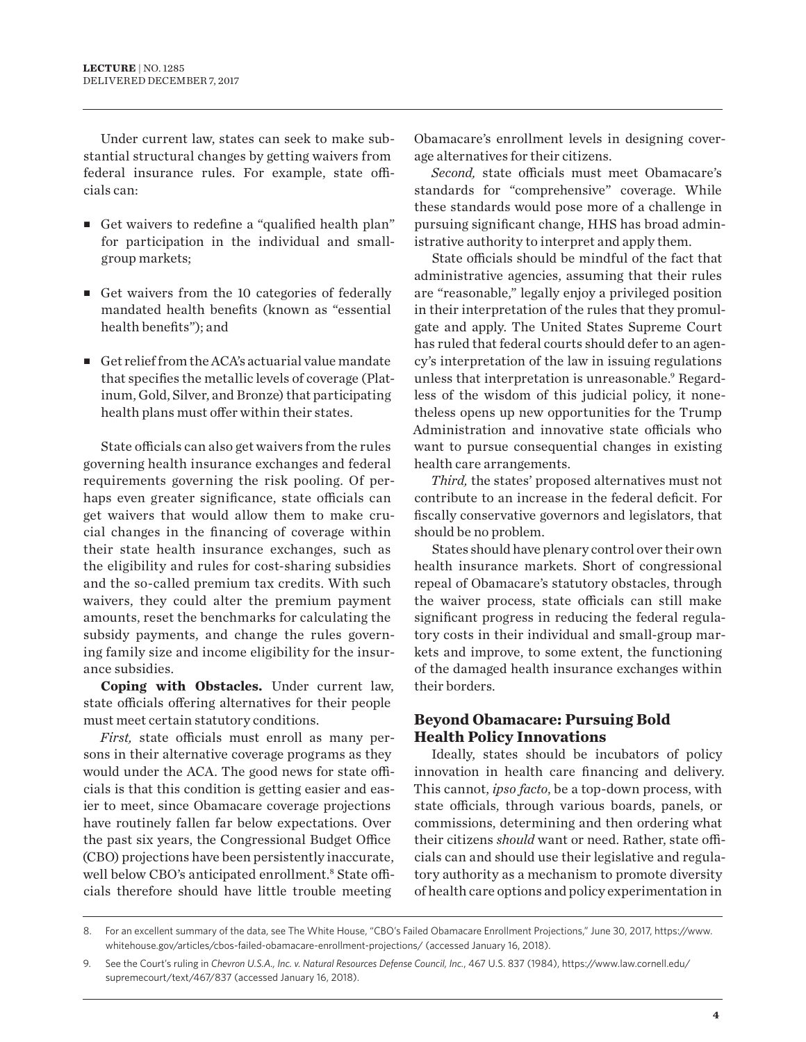Under current law, states can seek to make substantial structural changes by getting waivers from federal insurance rules. For example, state officials can:

- Get waivers to redefine a "qualified health plan" for participation in the individual and small-group markets;
- Get waivers from the 10 categories of federally mandated health benefits (known as "essential health benefits"); and
- Get relief from the ACA's actuarial value mandate that specifies the metallic levels of coverage (Platinum, Gold, Silver, and Bronze) that participating health plans must offer within their states.

State officials can also get waivers from the rules governing health insurance exchanges and federal requirements governing the risk pooling. Of perhaps even greater significance, state officials can get waivers that would allow them to make crucial changes in the financing of coverage within their state health insurance exchanges, such as the eligibility and rules for cost-sharing subsidies and the so-called premium tax credits. With such waivers, they could alter the premium payment amounts, reset the benchmarks for calculating the subsidy payments, and change the rules governing family size and income eligibility for the insurance subsidies.

**Coping with Obstacles.** Under current law, state officials offering alternatives for their people must meet certain statutory conditions.

*First,* state officials must enroll as many persons in their alternative coverage programs as they would under the ACA. The good news for state officials is that this condition is getting easier and easier to meet, since Obamacare coverage projections have routinely fallen far below expectations. Over the past six years, the Congressional Budget Office (CBO) projections have been persistently inaccurate, well below CBO's anticipated enrollment.[8] State officials therefore should have little trouble meeting Obamacare's enrollment levels in designing coverage alternatives for their citizens.

*Second,* state officials must meet Obamacare's standards for "comprehensive" coverage. While these standards would pose more of a challenge in pursuing significant change, HHS has broad administrative authority to interpret and apply them.

State officials should be mindful of the fact that administrative agencies, assuming that their rules are "reasonable," legally enjoy a privileged position in their interpretation of the rules that they promulgate and apply. The United States Supreme Court has ruled that federal courts should defer to an agency's interpretation of the law in issuing regulations unless that interpretation is unreasonable.[9] Regardless of the wisdom of this judicial policy, it nonetheless opens up new opportunities for the Trump Administration and innovative state officials who want to pursue consequential changes in existing health care arrangements.

*Third,* the states' proposed alternatives must not contribute to an increase in the federal deficit. For fiscally conservative governors and legislators, that should be no problem.

States should have plenary control over their own health insurance markets. Short of congressional repeal of Obamacare's statutory obstacles, through the waiver process, state officials can still make significant progress in reducing the federal regulatory costs in their individual and small-group markets and improve, to some extent, the functioning of the damaged health insurance exchanges within their borders.

## Beyond Obamacare: Pursuing Bold Health Policy Innovations

Ideally, states should be incubators of policy innovation in health care financing and delivery. This cannot, *ipso facto*, be a top-down process, with state officials, through various boards, panels, or commissions, determining and then ordering what their citizens *should* want or need. Rather, state officials can and should use their legislative and regulatory authority as a mechanism to promote diversity of health care options and policy experimentation in

8. For an excellent summary of the data, see The White House, "CBO's Failed Obamacare Enrollment Projections," June 30, 2017, https://www.whitehouse.gov/articles/cbos-failed-obamacare-enrollment-projections/ (accessed January 16, 2018).

9. See the Court's ruling in *Chevron U.S.A., Inc. v. Natural Resources Defense Council, Inc.*, 467 U.S. 837 (1984), https://www.law.cornell.edu/supremecourt/text/467/837 (accessed January 16, 2018).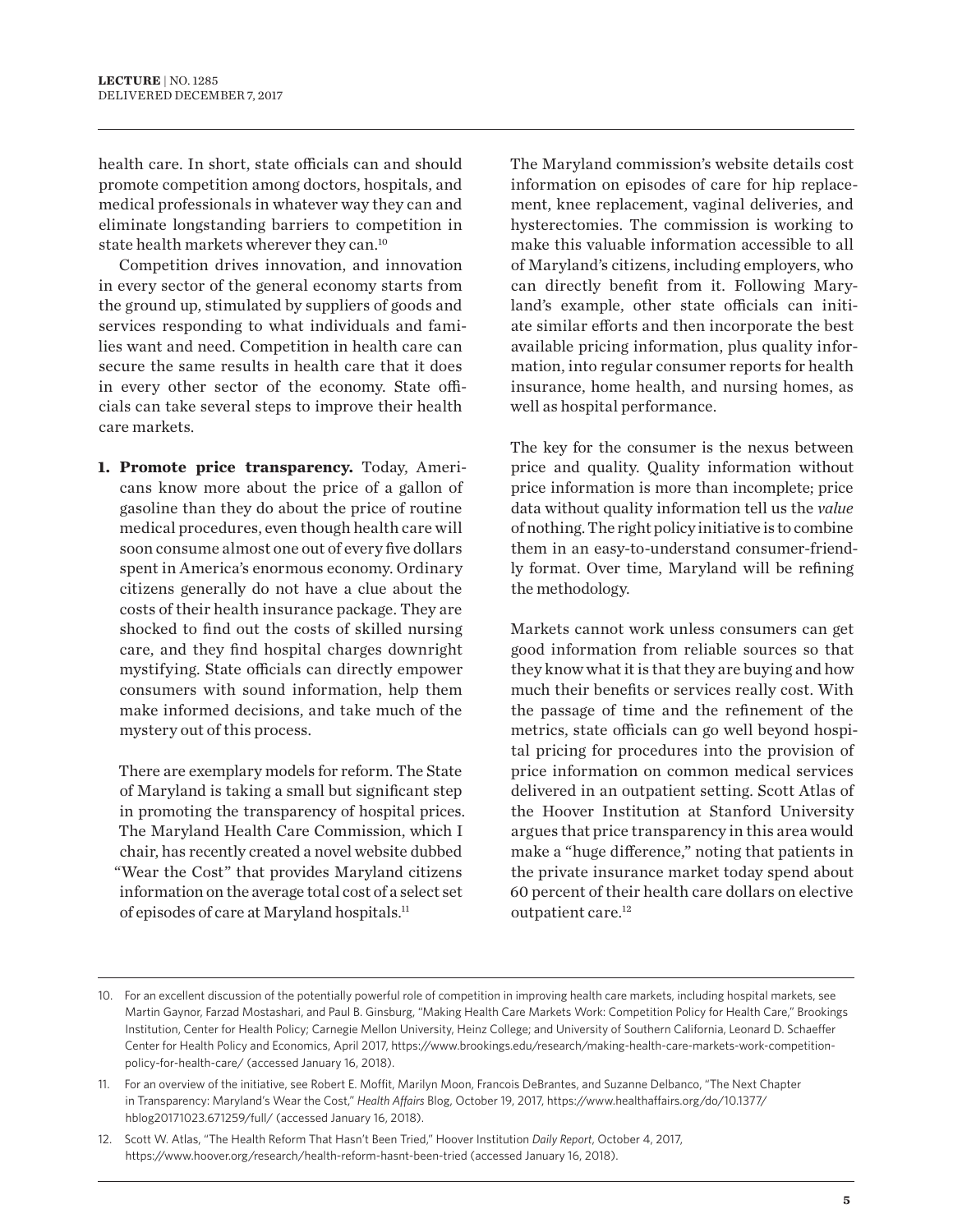health care. In short, state officials can and should promote competition among doctors, hospitals, and medical professionals in whatever way they can and eliminate longstanding barriers to competition in state health markets wherever they can.[10]

Competition drives innovation, and innovation in every sector of the general economy starts from the ground up, stimulated by suppliers of goods and services responding to what individuals and families want and need. Competition in health care can secure the same results in health care that it does in every other sector of the economy. State officials can take several steps to improve their health care markets.

1. **Promote price transparency.** Today, Americans know more about the price of a gallon of gasoline than they do about the price of routine medical procedures, even though health care will soon consume almost one out of every five dollars spent in America's enormous economy. Ordinary citizens generally do not have a clue about the costs of their health insurance package. They are shocked to find out the costs of skilled nursing care, and they find hospital charges downright mystifying. State officials can directly empower consumers with sound information, help them make informed decisions, and take much of the mystery out of this process.

   There are exemplary models for reform. The State of Maryland is taking a small but significant step in promoting the transparency of hospital prices. The Maryland Health Care Commission, which I chair, has recently created a novel website dubbed "Wear the Cost" that provides Maryland citizens information on the average total cost of a select set of episodes of care at Maryland hospitals.[11]

   The Maryland commission's website details cost information on episodes of care for hip replacement, knee replacement, vaginal deliveries, and hysterectomies. The commission is working to make this valuable information accessible to all of Maryland's citizens, including employers, who can directly benefit from it. Following Maryland's example, other state officials can initiate similar efforts and then incorporate the best available pricing information, plus quality information, into regular consumer reports for health insurance, home health, and nursing homes, as well as hospital performance.

   The key for the consumer is the nexus between price and quality. Quality information without price information is more than incomplete; price data without quality information tell us the *value* of nothing. The right policy initiative is to combine them in an easy-to-understand consumer-friendly format. Over time, Maryland will be refining the methodology.

   Markets cannot work unless consumers can get good information from reliable sources so that they know what it is that they are buying and how much their benefits or services really cost. With the passage of time and the refinement of the metrics, state officials can go well beyond hospital pricing for procedures into the provision of price information on common medical services delivered in an outpatient setting. Scott Atlas of the Hoover Institution at Stanford University argues that price transparency in this area would make a "huge difference," noting that patients in the private insurance market today spend about 60 percent of their health care dollars on elective outpatient care.[12]

---

10. For an excellent discussion of the potentially powerful role of competition in improving health care markets, including hospital markets, see Martin Gaynor, Farzad Mostashari, and Paul B. Ginsburg, "Making Health Care Markets Work: Competition Policy for Health Care," Brookings Institution, Center for Health Policy; Carnegie Mellon University, Heinz College; and University of Southern California, Leonard D. Schaeffer Center for Health Policy and Economics, April 2017, https://www.brookings.edu/research/making-health-care-markets-work-competition-policy-for-health-care/ (accessed January 16, 2018).

11. For an overview of the initiative, see Robert E. Moffit, Marilyn Moon, Francois DeBrantes, and Suzanne Delbanco, "The Next Chapter in Transparency: Maryland's Wear the Cost," *Health Affairs* Blog, October 19, 2017, https://www.healthaffairs.org/do/10.1377/hblog20171023.671259/full/ (accessed January 16, 2018).

12. Scott W. Atlas, "The Health Reform That Hasn't Been Tried," Hoover Institution *Daily Report*, October 4, 2017, https://www.hoover.org/research/health-reform-hasnt-been-tried (accessed January 16, 2018).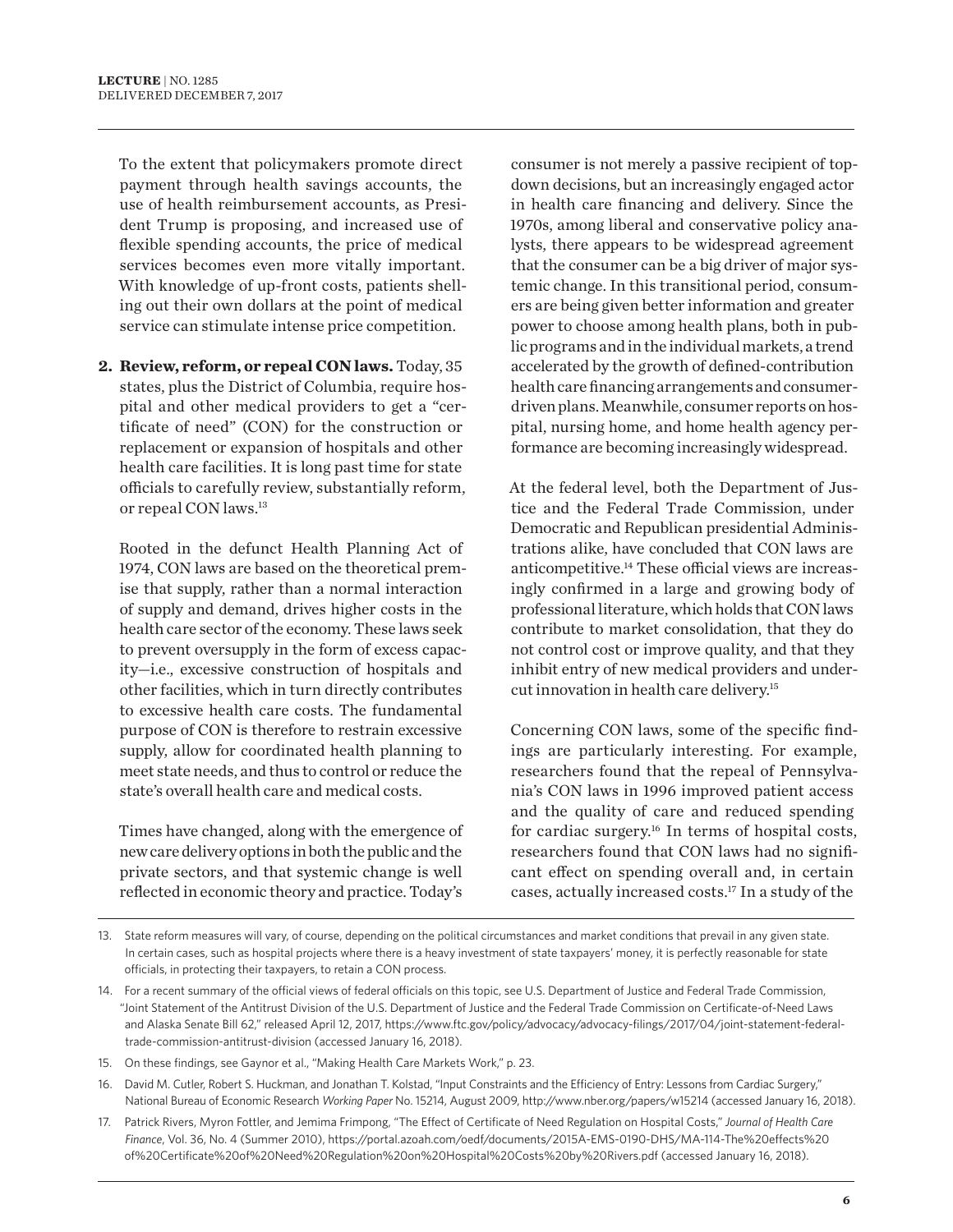To the extent that policymakers promote direct payment through health savings accounts, the use of health reimbursement accounts, as President Trump is proposing, and increased use of flexible spending accounts, the price of medical services becomes even more vitally important. With knowledge of up-front costs, patients shelling out their own dollars at the point of medical service can stimulate intense price competition.

2. **Review, reform, or repeal CON laws.** Today, 35 states, plus the District of Columbia, require hospital and other medical providers to get a "certificate of need" (CON) for the construction or replacement or expansion of hospitals and other health care facilities. It is long past time for state officials to carefully review, substantially reform, or repeal CON laws.[13]

   Rooted in the defunct Health Planning Act of 1974, CON laws are based on the theoretical premise that supply, rather than a normal interaction of supply and demand, drives higher costs in the health care sector of the economy. These laws seek to prevent oversupply in the form of excess capacity—i.e., excessive construction of hospitals and other facilities, which in turn directly contributes to excessive health care costs. The fundamental purpose of CON is therefore to restrain excessive supply, allow for coordinated health planning to meet state needs, and thus to control or reduce the state's overall health care and medical costs.

   Times have changed, along with the emergence of new care delivery options in both the public and the private sectors, and that systemic change is well reflected in economic theory and practice. Today's consumer is not merely a passive recipient of top-down decisions, but an increasingly engaged actor in health care financing and delivery. Since the 1970s, among liberal and conservative policy analysts, there appears to be widespread agreement that the consumer can be a big driver of major systemic change. In this transitional period, consumers are being given better information and greater power to choose among health plans, both in public programs and in the individual markets, a trend accelerated by the growth of defined-contribution health care financing arrangements and consumer-driven plans. Meanwhile, consumer reports on hospital, nursing home, and home health agency performance are becoming increasingly widespread.

   At the federal level, both the Department of Justice and the Federal Trade Commission, under Democratic and Republican presidential Administrations alike, have concluded that CON laws are anticompetitive.[14] These official views are increasingly confirmed in a large and growing body of professional literature, which holds that CON laws contribute to market consolidation, that they do not control cost or improve quality, and that they inhibit entry of new medical providers and undercut innovation in health care delivery.[15]

   Concerning CON laws, some of the specific findings are particularly interesting. For example, researchers found that the repeal of Pennsylvania's CON laws in 1996 improved patient access and the quality of care and reduced spending for cardiac surgery.[16] In terms of hospital costs, researchers found that CON laws had no significant effect on spending overall and, in certain cases, actually increased costs.[17] In a study of the

---

13. State reform measures will vary, of course, depending on the political circumstances and market conditions that prevail in any given state. In certain cases, such as hospital projects where there is a heavy investment of state taxpayers' money, it is perfectly reasonable for state officials, in protecting their taxpayers, to retain a CON process.
14. For a recent summary of the official views of federal officials on this topic, see U.S. Department of Justice and Federal Trade Commission, "Joint Statement of the Antitrust Division of the U.S. Department of Justice and the Federal Trade Commission on Certificate-of-Need Laws and Alaska Senate Bill 62," released April 12, 2017, https://www.ftc.gov/policy/advocacy/advocacy-filings/2017/04/joint-statement-federal-trade-commission-antitrust-division (accessed January 16, 2018).
15. On these findings, see Gaynor et al., "Making Health Care Markets Work," p. 23.
16. David M. Cutler, Robert S. Huckman, and Jonathan T. Kolstad, "Input Constraints and the Efficiency of Entry: Lessons from Cardiac Surgery," National Bureau of Economic Research *Working Paper* No. 15214, August 2009, http://www.nber.org/papers/w15214 (accessed January 16, 2018).
17. Patrick Rivers, Myron Fottler, and Jemima Frimpong, "The Effect of Certificate of Need Regulation on Hospital Costs," *Journal of Health Care Finance*, Vol. 36, No. 4 (Summer 2010), https://portal.azoah.com/oedf/documents/2015A-EMS-0190-DHS/MA-114-The%20effects%20of%20Certificate%20of%20Need%20Regulation%20on%20Hospital%20Costs%20by%20Rivers.pdf (accessed January 16, 2018).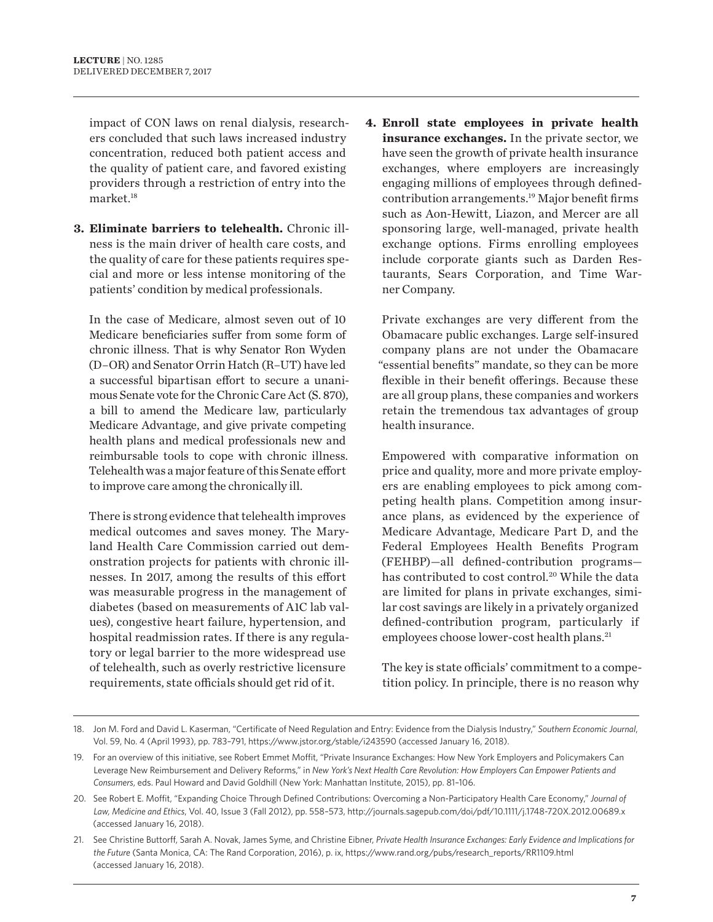impact of CON laws on renal dialysis, researchers concluded that such laws increased industry concentration, reduced both patient access and the quality of patient care, and favored existing providers through a restriction of entry into the market.[18]

3. **Eliminate barriers to telehealth.** Chronic illness is the main driver of health care costs, and the quality of care for these patients requires special and more or less intense monitoring of the patients' condition by medical professionals.

   In the case of Medicare, almost seven out of 10 Medicare beneficiaries suffer from some form of chronic illness. That is why Senator Ron Wyden (D–OR) and Senator Orrin Hatch (R–UT) have led a successful bipartisan effort to secure a unanimous Senate vote for the Chronic Care Act (S. 870), a bill to amend the Medicare law, particularly Medicare Advantage, and give private competing health plans and medical professionals new and reimbursable tools to cope with chronic illness. Telehealth was a major feature of this Senate effort to improve care among the chronically ill.

   There is strong evidence that telehealth improves medical outcomes and saves money. The Maryland Health Care Commission carried out demonstration projects for patients with chronic illnesses. In 2017, among the results of this effort was measurable progress in the management of diabetes (based on measurements of A1C lab values), congestive heart failure, hypertension, and hospital readmission rates. If there is any regulatory or legal barrier to the more widespread use of telehealth, such as overly restrictive licensure requirements, state officials should get rid of it.

4. **Enroll state employees in private health insurance exchanges.** In the private sector, we have seen the growth of private health insurance exchanges, where employers are increasingly engaging millions of employees through defined-contribution arrangements.[19] Major benefit firms such as Aon-Hewitt, Liazon, and Mercer are all sponsoring large, well-managed, private health exchange options. Firms enrolling employees include corporate giants such as Darden Restaurants, Sears Corporation, and Time Warner Company.

   Private exchanges are very different from the Obamacare public exchanges. Large self-insured company plans are not under the Obamacare "essential benefits" mandate, so they can be more flexible in their benefit offerings. Because these are all group plans, these companies and workers retain the tremendous tax advantages of group health insurance.

   Empowered with comparative information on price and quality, more and more private employers are enabling employees to pick among competing health plans. Competition among insurance plans, as evidenced by the experience of Medicare Advantage, Medicare Part D, and the Federal Employees Health Benefits Program (FEHBP)—all defined-contribution programs—has contributed to cost control.[20] While the data are limited for plans in private exchanges, similar cost savings are likely in a privately organized defined-contribution program, particularly if employees choose lower-cost health plans.[21]

   The key is state officials' commitment to a competition policy. In principle, there is no reason why

---

18. Jon M. Ford and David L. Kaserman, "Certificate of Need Regulation and Entry: Evidence from the Dialysis Industry," *Southern Economic Journal*, Vol. 59, No. 4 (April 1993), pp. 783–791, https://www.jstor.org/stable/i243590 (accessed January 16, 2018).
19. For an overview of this initiative, see Robert Emmet Moffit, "Private Insurance Exchanges: How New York Employers and Policymakers Can Leverage New Reimbursement and Delivery Reforms," in *New York's Next Health Care Revolution: How Employers Can Empower Patients and Consumers*, eds. Paul Howard and David Goldhill (New York: Manhattan Institute, 2015), pp. 81–106.
20. See Robert E. Moffit, "Expanding Choice Through Defined Contributions: Overcoming a Non-Participatory Health Care Economy," *Journal of Law, Medicine and Ethics*, Vol. 40, Issue 3 (Fall 2012), pp. 558–573, http://journals.sagepub.com/doi/pdf/10.1111/j.1748-720X.2012.00689.x (accessed January 16, 2018).
21. See Christine Buttorff, Sarah A. Novak, James Syme, and Christine Eibner, *Private Health Insurance Exchanges: Early Evidence and Implications for the Future* (Santa Monica, CA: The Rand Corporation, 2016), p. ix, https://www.rand.org/pubs/research_reports/RR1109.html (accessed January 16, 2018).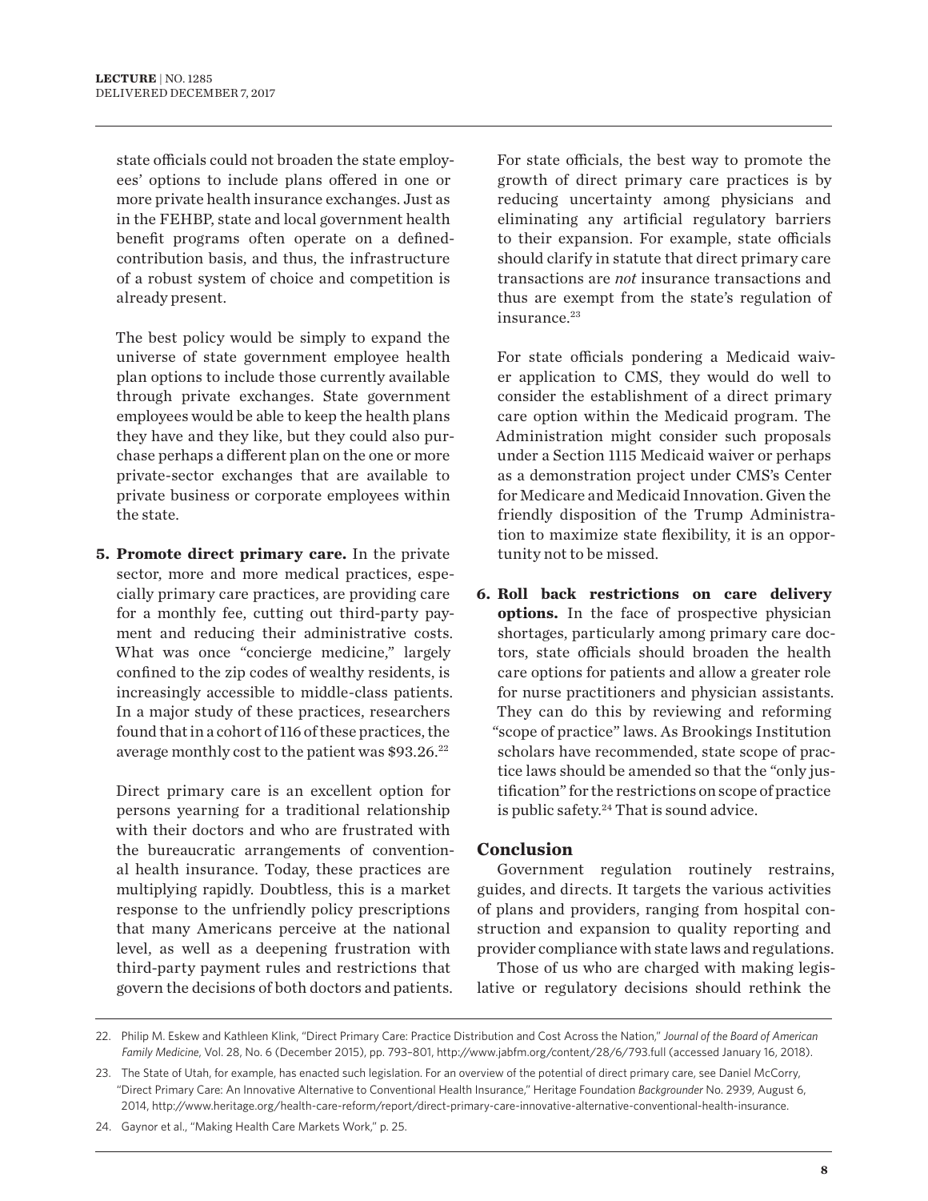state officials could not broaden the state employees' options to include plans offered in one or more private health insurance exchanges. Just as in the FEHBP, state and local government health benefit programs often operate on a defined-contribution basis, and thus, the infrastructure of a robust system of choice and competition is already present.

The best policy would be simply to expand the universe of state government employee health plan options to include those currently available through private exchanges. State government employees would be able to keep the health plans they have and they like, but they could also purchase perhaps a different plan on the one or more private-sector exchanges that are available to private business or corporate employees within the state.

5. **Promote direct primary care.** In the private sector, more and more medical practices, especially primary care practices, are providing care for a monthly fee, cutting out third-party payment and reducing their administrative costs. What was once "concierge medicine," largely confined to the zip codes of wealthy residents, is increasingly accessible to middle-class patients. In a major study of these practices, researchers found that in a cohort of 116 of these practices, the average monthly cost to the patient was $93.26.[22]

   Direct primary care is an excellent option for persons yearning for a traditional relationship with their doctors and who are frustrated with the bureaucratic arrangements of conventional health insurance. Today, these practices are multiplying rapidly. Doubtless, this is a market response to the unfriendly policy prescriptions that many Americans perceive at the national level, as well as a deepening frustration with third-party payment rules and restrictions that govern the decisions of both doctors and patients.

   For state officials, the best way to promote the growth of direct primary care practices is by reducing uncertainty among physicians and eliminating any artificial regulatory barriers to their expansion. For example, state officials should clarify in statute that direct primary care transactions are *not* insurance transactions and thus are exempt from the state's regulation of insurance.[23]

   For state officials pondering a Medicaid waiver application to CMS, they would do well to consider the establishment of a direct primary care option within the Medicaid program. The Administration might consider such proposals under a Section 1115 Medicaid waiver or perhaps as a demonstration project under CMS's Center for Medicare and Medicaid Innovation. Given the friendly disposition of the Trump Administration to maximize state flexibility, it is an opportunity not to be missed.

6. **Roll back restrictions on care delivery options.** In the face of prospective physician shortages, particularly among primary care doctors, state officials should broaden the health care options for patients and allow a greater role for nurse practitioners and physician assistants. They can do this by reviewing and reforming "scope of practice" laws. As Brookings Institution scholars have recommended, state scope of practice laws should be amended so that the "only justification" for the restrictions on scope of practice is public safety.[24] That is sound advice.

## Conclusion

Government regulation routinely restrains, guides, and directs. It targets the various activities of plans and providers, ranging from hospital construction and expansion to quality reporting and provider compliance with state laws and regulations.

Those of us who are charged with making legislative or regulatory decisions should rethink the

---

22. Philip M. Eskew and Kathleen Klink, "Direct Primary Care: Practice Distribution and Cost Across the Nation," *Journal of the Board of American Family Medicine*, Vol. 28, No. 6 (December 2015), pp. 793–801, http://www.jabfm.org/content/28/6/793.full (accessed January 16, 2018).

23. The State of Utah, for example, has enacted such legislation. For an overview of the potential of direct primary care, see Daniel McCorry, "Direct Primary Care: An Innovative Alternative to Conventional Health Insurance," Heritage Foundation *Backgrounder* No. 2939, August 6, 2014, http://www.heritage.org/health-care-reform/report/direct-primary-care-innovative-alternative-conventional-health-insurance.

24. Gaynor et al., "Making Health Care Markets Work," p. 25.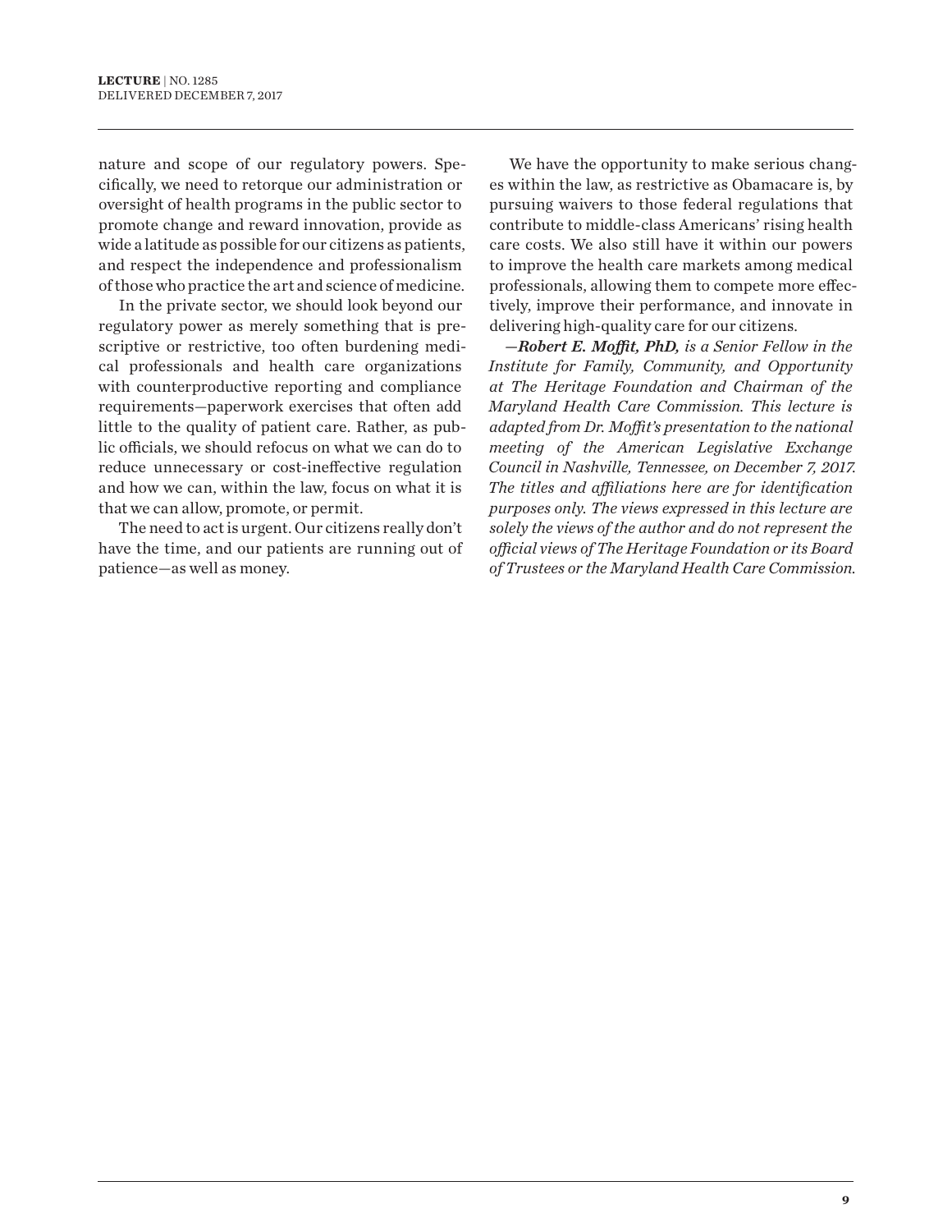nature and scope of our regulatory powers. Specifically, we need to retorque our administration or oversight of health programs in the public sector to promote change and reward innovation, provide as wide a latitude as possible for our citizens as patients, and respect the independence and professionalism of those who practice the art and science of medicine.

In the private sector, we should look beyond our regulatory power as merely something that is prescriptive or restrictive, too often burdening medical professionals and health care organizations with counterproductive reporting and compliance requirements—paperwork exercises that often add little to the quality of patient care. Rather, as public officials, we should refocus on what we can do to reduce unnecessary or cost-ineffective regulation and how we can, within the law, focus on what it is that we can allow, promote, or permit.

The need to act is urgent. Our citizens really don't have the time, and our patients are running out of patience—as well as money.

We have the opportunity to make serious changes within the law, as restrictive as Obamacare is, by pursuing waivers to those federal regulations that contribute to middle-class Americans' rising health care costs. We also still have it within our powers to improve the health care markets among medical professionals, allowing them to compete more effectively, improve their performance, and innovate in delivering high-quality care for our citizens.

*—**Robert E. Moffit, PhD,** is a Senior Fellow in the Institute for Family, Community, and Opportunity at The Heritage Foundation and Chairman of the Maryland Health Care Commission. This lecture is adapted from Dr. Moffit's presentation to the national meeting of the American Legislative Exchange Council in Nashville, Tennessee, on December 7, 2017. The titles and affiliations here are for identification purposes only. The views expressed in this lecture are solely the views of the author and do not represent the official views of The Heritage Foundation or its Board of Trustees or the Maryland Health Care Commission.*